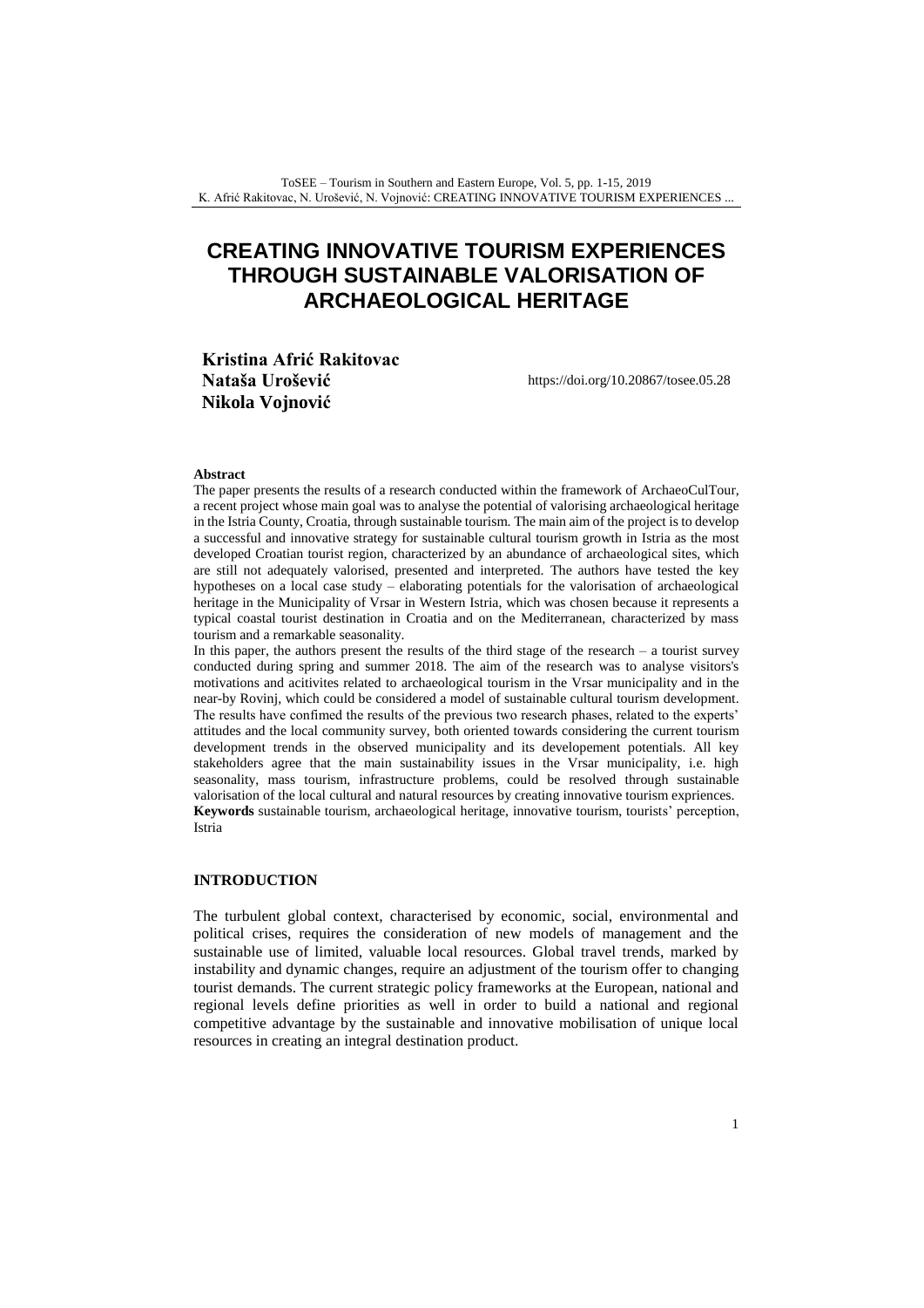# CREATING INNOVATIVE TOURISM EXPERIENCES THROUGH SUSTAINABLE VALORISATION OF ARCHAEOLOGICAL HERITAGE

**Kristina Afrić Rakitovac**
**Nataša Urošević**
**Nikola Vojnović**

https://doi.org/10.20867/tosee.05.28

### Abstract

The paper presents the results of a research conducted within the framework of ArchaeoCulTour, a recent project whose main goal was to analyse the potential of valorising archaeological heritage in the Istria County, Croatia, through sustainable tourism. The main aim of the project is to develop a successful and innovative strategy for sustainable cultural tourism growth in Istria as the most developed Croatian tourist region, characterized by an abundance of archaeological sites, which are still not adequately valorised, presented and interpreted. The authors have tested the key hypotheses on a local case study – elaborating potentials for the valorisation of archaeological heritage in the Municipality of Vrsar in Western Istria, which was chosen because it represents a typical coastal tourist destination in Croatia and on the Mediterranean, characterized by mass tourism and a remarkable seasonality.

In this paper, the authors present the results of the third stage of the research – a tourist survey conducted during spring and summer 2018. The aim of the research was to analyse visitors's motivations and acitivites related to archaeological tourism in the Vrsar municipality and in the near-by Rovinj, which could be considered a model of sustainable cultural tourism development. The results have confimed the results of the previous two research phases, related to the experts' attitudes and the local community survey, both oriented towards considering the current tourism development trends in the observed municipality and its developement potentials. All key stakeholders agree that the main sustainability issues in the Vrsar municipality, i.e. high seasonality, mass tourism, infrastructure problems, could be resolved through sustainable valorisation of the local cultural and natural resources by creating innovative tourism expriences.

**Keywords** sustainable tourism, archaeological heritage, innovative tourism, tourists' perception, Istria

## INTRODUCTION

The turbulent global context, characterised by economic, social, environmental and political crises, requires the consideration of new models of management and the sustainable use of limited, valuable local resources. Global travel trends, marked by instability and dynamic changes, require an adjustment of the tourism offer to changing tourist demands. The current strategic policy frameworks at the European, national and regional levels define priorities as well in order to build a national and regional competitive advantage by the sustainable and innovative mobilisation of unique local resources in creating an integral destination product.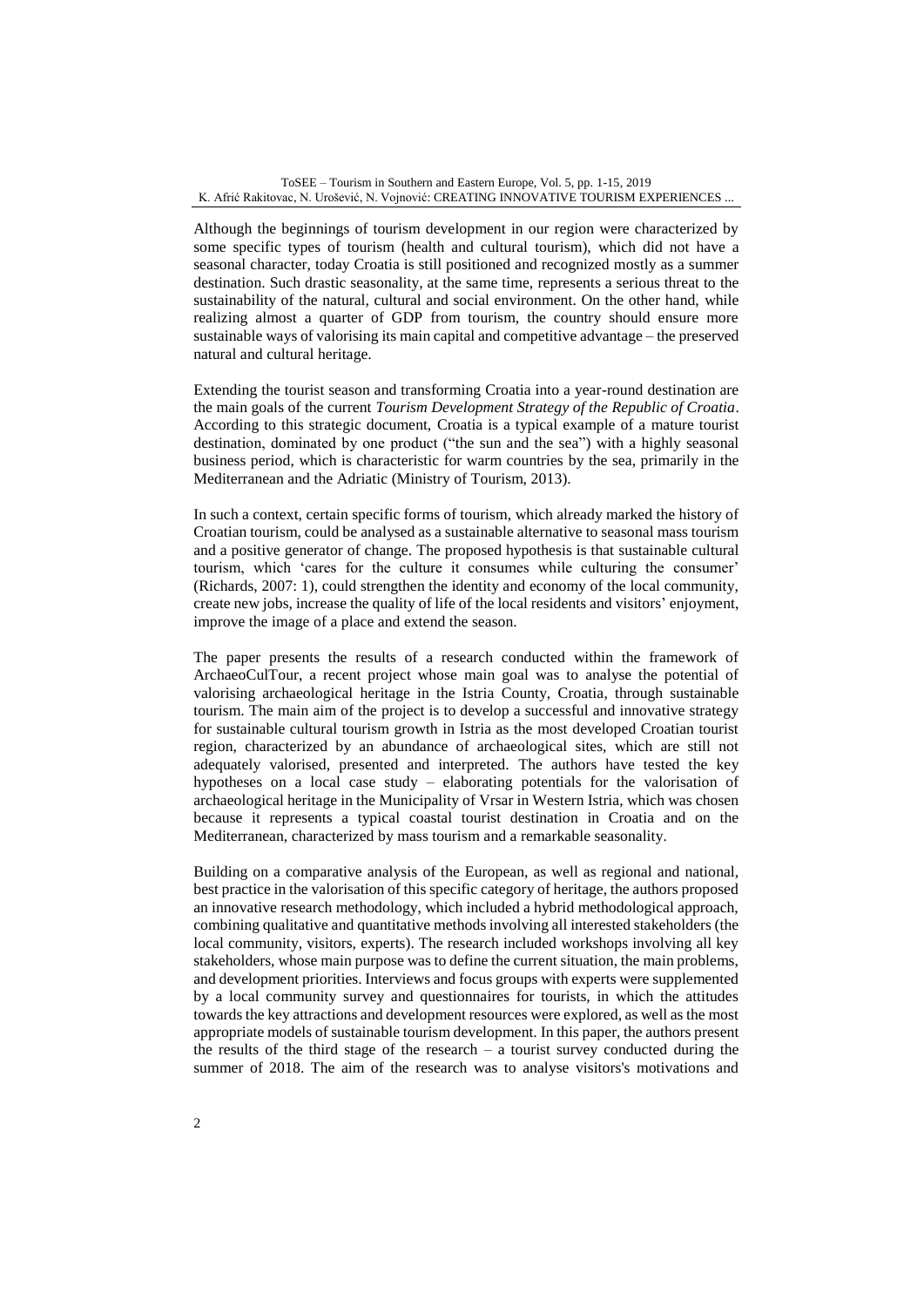Although the beginnings of tourism development in our region were characterized by some specific types of tourism (health and cultural tourism), which did not have a seasonal character, today Croatia is still positioned and recognized mostly as a summer destination. Such drastic seasonality, at the same time, represents a serious threat to the sustainability of the natural, cultural and social environment. On the other hand, while realizing almost a quarter of GDP from tourism, the country should ensure more sustainable ways of valorising its main capital and competitive advantage – the preserved natural and cultural heritage.

Extending the tourist season and transforming Croatia into a year-round destination are the main goals of the current *Tourism Development Strategy of the Republic of Croatia*. According to this strategic document, Croatia is a typical example of a mature tourist destination, dominated by one product ("the sun and the sea") with a highly seasonal business period, which is characteristic for warm countries by the sea, primarily in the Mediterranean and the Adriatic (Ministry of Tourism, 2013).

In such a context, certain specific forms of tourism, which already marked the history of Croatian tourism, could be analysed as a sustainable alternative to seasonal mass tourism and a positive generator of change. The proposed hypothesis is that sustainable cultural tourism, which 'cares for the culture it consumes while culturing the consumer' (Richards, 2007: 1), could strengthen the identity and economy of the local community, create new jobs, increase the quality of life of the local residents and visitors' enjoyment, improve the image of a place and extend the season.

The paper presents the results of a research conducted within the framework of ArchaeoCulTour, a recent project whose main goal was to analyse the potential of valorising archaeological heritage in the Istria County, Croatia, through sustainable tourism. The main aim of the project is to develop a successful and innovative strategy for sustainable cultural tourism growth in Istria as the most developed Croatian tourist region, characterized by an abundance of archaeological sites, which are still not adequately valorised, presented and interpreted. The authors have tested the key hypotheses on a local case study – elaborating potentials for the valorisation of archaeological heritage in the Municipality of Vrsar in Western Istria, which was chosen because it represents a typical coastal tourist destination in Croatia and on the Mediterranean, characterized by mass tourism and a remarkable seasonality.

Building on a comparative analysis of the European, as well as regional and national, best practice in the valorisation of this specific category of heritage, the authors proposed an innovative research methodology, which included a hybrid methodological approach, combining qualitative and quantitative methods involving all interested stakeholders (the local community, visitors, experts). The research included workshops involving all key stakeholders, whose main purpose was to define the current situation, the main problems, and development priorities. Interviews and focus groups with experts were supplemented by a local community survey and questionnaires for tourists, in which the attitudes towards the key attractions and development resources were explored, as well as the most appropriate models of sustainable tourism development. In this paper, the authors present the results of the third stage of the research – a tourist survey conducted during the summer of 2018. The aim of the research was to analyse visitors's motivations and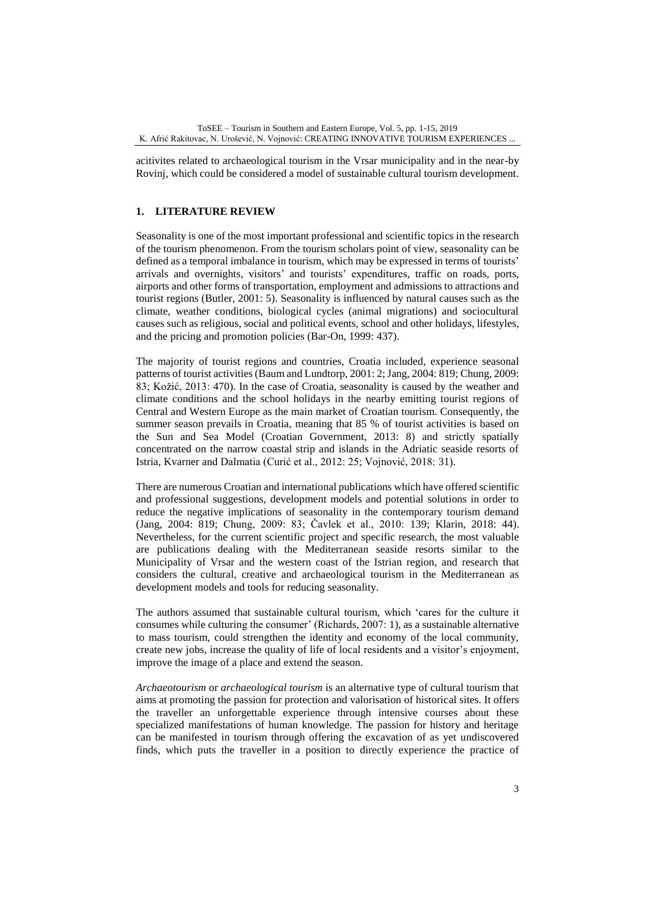acitivites related to archaeological tourism in the Vrsar municipality and in the near-by Rovinj, which could be considered a model of sustainable cultural tourism development.

## 1. LITERATURE REVIEW

Seasonality is one of the most important professional and scientific topics in the research of the tourism phenomenon. From the tourism scholars point of view, seasonality can be defined as a temporal imbalance in tourism, which may be expressed in terms of tourists' arrivals and overnights, visitors' and tourists' expenditures, traffic on roads, ports, airports and other forms of transportation, employment and admissions to attractions and tourist regions (Butler, 2001: 5). Seasonality is influenced by natural causes such as the climate, weather conditions, biological cycles (animal migrations) and sociocultural causes such as religious, social and political events, school and other holidays, lifestyles, and the pricing and promotion policies (Bar-On, 1999: 437).

The majority of tourist regions and countries, Croatia included, experience seasonal patterns of tourist activities (Baum and Lundtorp, 2001: 2; Jang, 2004: 819; Chung, 2009: 83; Kožić, 2013: 470). In the case of Croatia, seasonality is caused by the weather and climate conditions and the school holidays in the nearby emitting tourist regions of Central and Western Europe as the main market of Croatian tourism. Consequently, the summer season prevails in Croatia, meaning that 85 % of tourist activities is based on the Sun and Sea Model (Croatian Government, 2013: 8) and strictly spatially concentrated on the narrow coastal strip and islands in the Adriatic seaside resorts of Istria, Kvarner and Dalmatia (Curić et al., 2012: 25; Vojnović, 2018: 31).

There are numerous Croatian and international publications which have offered scientific and professional suggestions, development models and potential solutions in order to reduce the negative implications of seasonality in the contemporary tourism demand (Jang, 2004: 819; Chung, 2009: 83; Čavlek et al., 2010: 139; Klarin, 2018: 44). Nevertheless, for the current scientific project and specific research, the most valuable are publications dealing with the Mediterranean seaside resorts similar to the Municipality of Vrsar and the western coast of the Istrian region, and research that considers the cultural, creative and archaeological tourism in the Mediterranean as development models and tools for reducing seasonality.

The authors assumed that sustainable cultural tourism, which 'cares for the culture it consumes while culturing the consumer' (Richards, 2007: 1), as a sustainable alternative to mass tourism, could strengthen the identity and economy of the local community, create new jobs, increase the quality of life of local residents and a visitor's enjoyment, improve the image of a place and extend the season.

*Archaeotourism* or *archaeological tourism* is an alternative type of cultural tourism that aims at promoting the passion for protection and valorisation of historical sites. It offers the traveller an unforgettable experience through intensive courses about these specialized manifestations of human knowledge. The passion for history and heritage can be manifested in tourism through offering the excavation of as yet undiscovered finds, which puts the traveller in a position to directly experience the practice of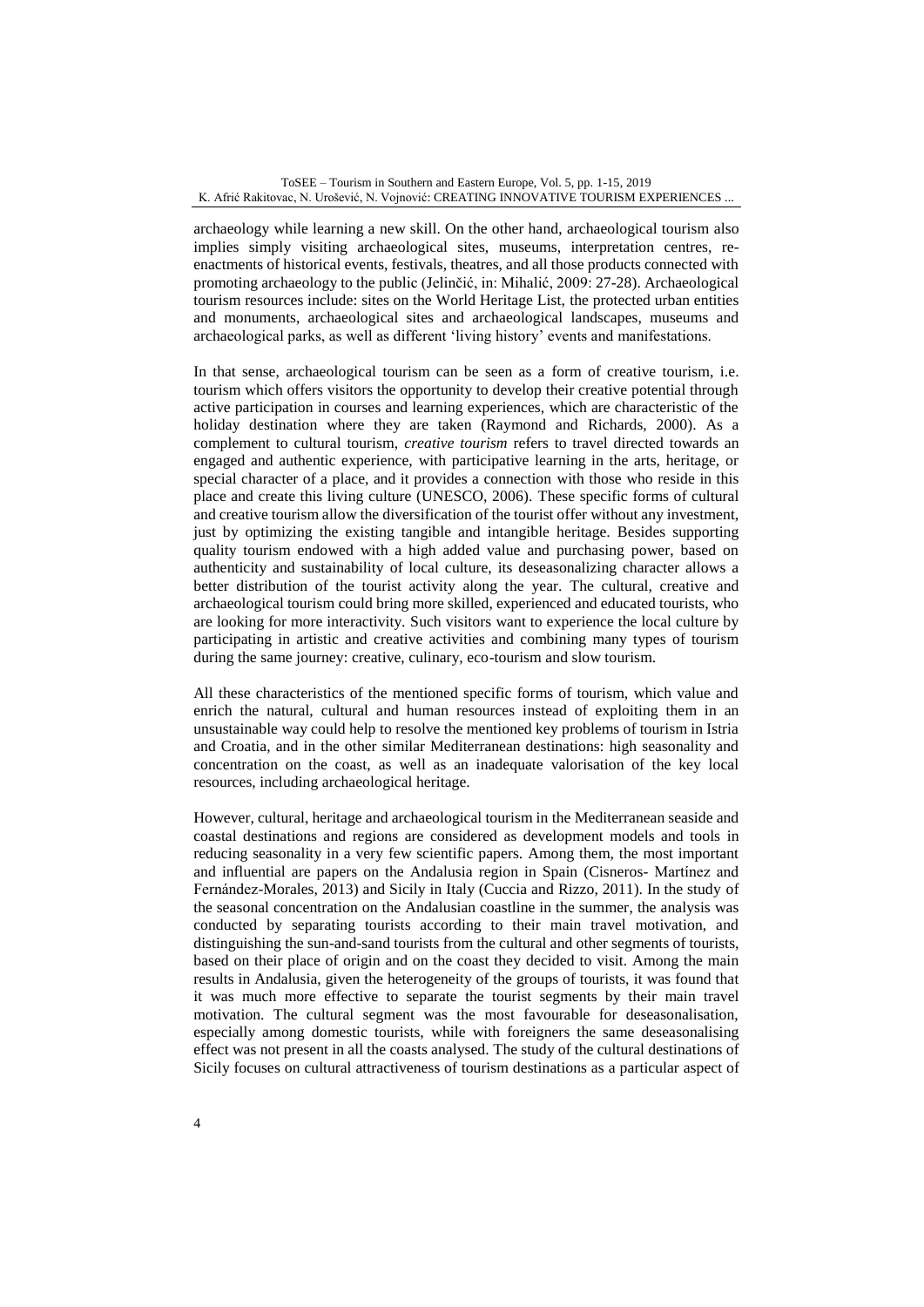archaeology while learning a new skill. On the other hand, archaeological tourism also implies simply visiting archaeological sites, museums, interpretation centres, re-enactments of historical events, festivals, theatres, and all those products connected with promoting archaeology to the public (Jelinčić, in: Mihalić, 2009: 27-28). Archaeological tourism resources include: sites on the World Heritage List, the protected urban entities and monuments, archaeological sites and archaeological landscapes, museums and archaeological parks, as well as different 'living history' events and manifestations.

In that sense, archaeological tourism can be seen as a form of creative tourism, i.e. tourism which offers visitors the opportunity to develop their creative potential through active participation in courses and learning experiences, which are characteristic of the holiday destination where they are taken (Raymond and Richards, 2000). As a complement to cultural tourism, *creative tourism* refers to travel directed towards an engaged and authentic experience, with participative learning in the arts, heritage, or special character of a place, and it provides a connection with those who reside in this place and create this living culture (UNESCO, 2006). These specific forms of cultural and creative tourism allow the diversification of the tourist offer without any investment, just by optimizing the existing tangible and intangible heritage. Besides supporting quality tourism endowed with a high added value and purchasing power, based on authenticity and sustainability of local culture, its deseasonalizing character allows a better distribution of the tourist activity along the year. The cultural, creative and archaeological tourism could bring more skilled, experienced and educated tourists, who are looking for more interactivity. Such visitors want to experience the local culture by participating in artistic and creative activities and combining many types of tourism during the same journey: creative, culinary, eco-tourism and slow tourism.

All these characteristics of the mentioned specific forms of tourism, which value and enrich the natural, cultural and human resources instead of exploiting them in an unsustainable way could help to resolve the mentioned key problems of tourism in Istria and Croatia, and in the other similar Mediterranean destinations: high seasonality and concentration on the coast, as well as an inadequate valorisation of the key local resources, including archaeological heritage.

However, cultural, heritage and archaeological tourism in the Mediterranean seaside and coastal destinations and regions are considered as development models and tools in reducing seasonality in a very few scientific papers. Among them, the most important and influential are papers on the Andalusia region in Spain (Cisneros- Martínez and Fernández-Morales, 2013) and Sicily in Italy (Cuccia and Rizzo, 2011). In the study of the seasonal concentration on the Andalusian coastline in the summer, the analysis was conducted by separating tourists according to their main travel motivation, and distinguishing the sun-and-sand tourists from the cultural and other segments of tourists, based on their place of origin and on the coast they decided to visit. Among the main results in Andalusia, given the heterogeneity of the groups of tourists, it was found that it was much more effective to separate the tourist segments by their main travel motivation. The cultural segment was the most favourable for deseasonalisation, especially among domestic tourists, while with foreigners the same deseasonalising effect was not present in all the coasts analysed. The study of the cultural destinations of Sicily focuses on cultural attractiveness of tourism destinations as a particular aspect of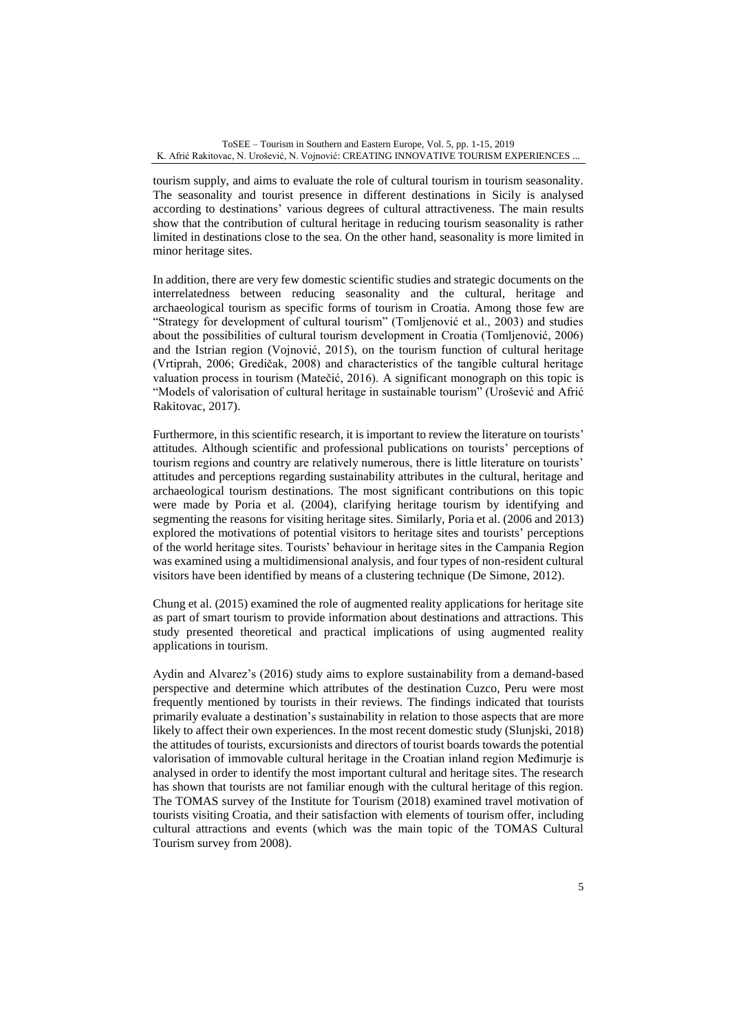tourism supply, and aims to evaluate the role of cultural tourism in tourism seasonality. The seasonality and tourist presence in different destinations in Sicily is analysed according to destinations' various degrees of cultural attractiveness. The main results show that the contribution of cultural heritage in reducing tourism seasonality is rather limited in destinations close to the sea. On the other hand, seasonality is more limited in minor heritage sites.

In addition, there are very few domestic scientific studies and strategic documents on the interrelatedness between reducing seasonality and the cultural, heritage and archaeological tourism as specific forms of tourism in Croatia. Among those few are "Strategy for development of cultural tourism" (Tomljenović et al., 2003) and studies about the possibilities of cultural tourism development in Croatia (Tomljenović, 2006) and the Istrian region (Vojnović, 2015), on the tourism function of cultural heritage (Vrtiprah, 2006; Gredičak, 2008) and characteristics of the tangible cultural heritage valuation process in tourism (Matečić, 2016). A significant monograph on this topic is "Models of valorisation of cultural heritage in sustainable tourism" (Urošević and Afrić Rakitovac, 2017).

Furthermore, in this scientific research, it is important to review the literature on tourists' attitudes. Although scientific and professional publications on tourists' perceptions of tourism regions and country are relatively numerous, there is little literature on tourists' attitudes and perceptions regarding sustainability attributes in the cultural, heritage and archaeological tourism destinations. The most significant contributions on this topic were made by Poria et al. (2004), clarifying heritage tourism by identifying and segmenting the reasons for visiting heritage sites. Similarly, Poria et al. (2006 and 2013) explored the motivations of potential visitors to heritage sites and tourists' perceptions of the world heritage sites. Tourists' behaviour in heritage sites in the Campania Region was examined using a multidimensional analysis, and four types of non-resident cultural visitors have been identified by means of a clustering technique (De Simone, 2012).

Chung et al. (2015) examined the role of augmented reality applications for heritage site as part of smart tourism to provide information about destinations and attractions. This study presented theoretical and practical implications of using augmented reality applications in tourism.

Aydin and Alvarez's (2016) study aims to explore sustainability from a demand-based perspective and determine which attributes of the destination Cuzco, Peru were most frequently mentioned by tourists in their reviews. The findings indicated that tourists primarily evaluate a destination's sustainability in relation to those aspects that are more likely to affect their own experiences. In the most recent domestic study (Slunjski, 2018) the attitudes of tourists, excursionists and directors of tourist boards towards the potential valorisation of immovable cultural heritage in the Croatian inland region Međimurje is analysed in order to identify the most important cultural and heritage sites. The research has shown that tourists are not familiar enough with the cultural heritage of this region. The TOMAS survey of the Institute for Tourism (2018) examined travel motivation of tourists visiting Croatia, and their satisfaction with elements of tourism offer, including cultural attractions and events (which was the main topic of the TOMAS Cultural Tourism survey from 2008).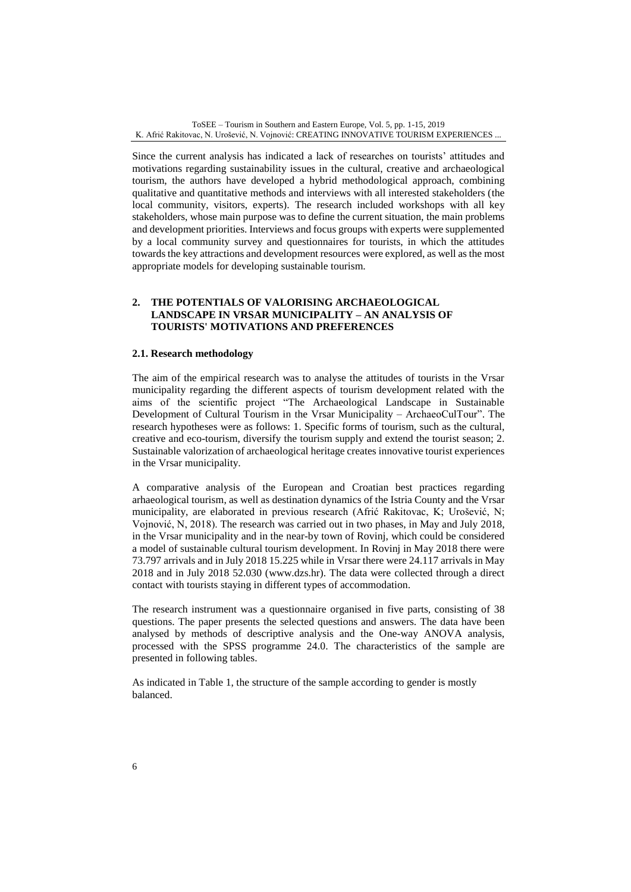Since the current analysis has indicated a lack of researches on tourists' attitudes and motivations regarding sustainability issues in the cultural, creative and archaeological tourism, the authors have developed a hybrid methodological approach, combining qualitative and quantitative methods and interviews with all interested stakeholders (the local community, visitors, experts). The research included workshops with all key stakeholders, whose main purpose was to define the current situation, the main problems and development priorities. Interviews and focus groups with experts were supplemented by a local community survey and questionnaires for tourists, in which the attitudes towards the key attractions and development resources were explored, as well as the most appropriate models for developing sustainable tourism.

## 2. THE POTENTIALS OF VALORISING ARCHAEOLOGICAL LANDSCAPE IN VRSAR MUNICIPALITY – AN ANALYSIS OF TOURISTS' MOTIVATIONS AND PREFERENCES

### 2.1. Research methodology

The aim of the empirical research was to analyse the attitudes of tourists in the Vrsar municipality regarding the different aspects of tourism development related with the aims of the scientific project "The Archaeological Landscape in Sustainable Development of Cultural Tourism in the Vrsar Municipality – ArchaeoCulTour". The research hypotheses were as follows: 1. Specific forms of tourism, such as the cultural, creative and eco-tourism, diversify the tourism supply and extend the tourist season; 2. Sustainable valorization of archaeological heritage creates innovative tourist experiences in the Vrsar municipality.

A comparative analysis of the European and Croatian best practices regarding arhaeological tourism, as well as destination dynamics of the Istria County and the Vrsar municipality, are elaborated in previous research (Afrić Rakitovac, K; Urošević, N; Vojnović, N, 2018). The research was carried out in two phases, in May and July 2018, in the Vrsar municipality and in the near-by town of Rovinj, which could be considered a model of sustainable cultural tourism development. In Rovinj in May 2018 there were 73.797 arrivals and in July 2018 15.225 while in Vrsar there were 24.117 arrivals in May 2018 and in July 2018 52.030 (www.dzs.hr). The data were collected through a direct contact with tourists staying in different types of accommodation.

The research instrument was a questionnaire organised in five parts, consisting of 38 questions. The paper presents the selected questions and answers. The data have been analysed by methods of descriptive analysis and the One-way ANOVA analysis, processed with the SPSS programme 24.0. The characteristics of the sample are presented in following tables.

As indicated in Table 1, the structure of the sample according to gender is mostly balanced.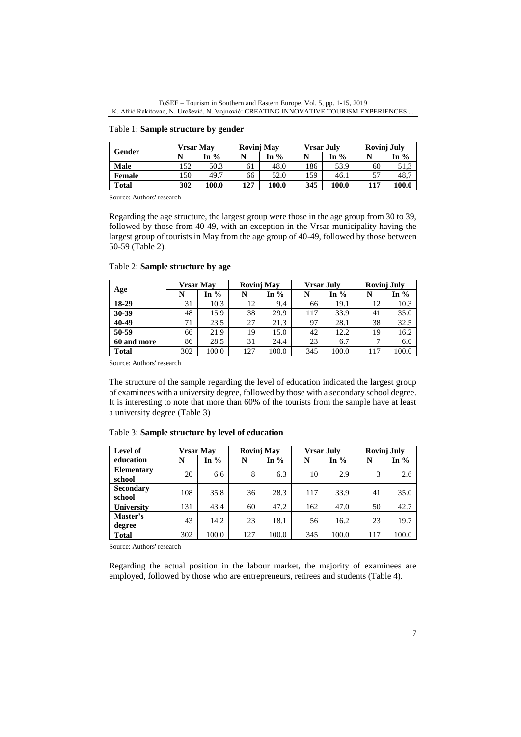Table 1: **Sample structure by gender**

| Gender | Vrsar May | | Rovinj May | | Vrsar July | | Rovinj July | |
|---|---|---|---|---|---|---|---|---|
| | N | In % | N | In % | N | In % | N | In % |
| **Male** | 152 | 50.3 | 61 | 48.0 | 186 | 53.9 | 60 | 51,3 |
| **Female** | 150 | 49.7 | 66 | 52.0 | 159 | 46.1 | 57 | 48,7 |
| **Total** | **302** | **100.0** | **127** | **100.0** | **345** | **100.0** | **117** | **100.0** |

Source: Authors' research

Regarding the age structure, the largest group were those in the age group from 30 to 39, followed by those from 40-49, with an exception in the Vrsar municipality having the largest group of tourists in May from the age group of 40-49, followed by those between 50-59 (Table 2).

Table 2: **Sample structure by age**

| Age | Vrsar May | | Rovinj May | | Vrsar July | | Rovinj July | |
|---|---|---|---|---|---|---|---|---|
| | N | In % | N | In % | N | In % | N | In % |
| **18-29** | 31 | 10.3 | 12 | 9.4 | 66 | 19.1 | 12 | 10.3 |
| **30-39** | 48 | 15.9 | 38 | 29.9 | 117 | 33.9 | 41 | 35.0 |
| **40-49** | 71 | 23.5 | 27 | 21.3 | 97 | 28.1 | 38 | 32.5 |
| **50-59** | 66 | 21.9 | 19 | 15.0 | 42 | 12.2 | 19 | 16.2 |
| **60 and more** | 86 | 28.5 | 31 | 24.4 | 23 | 6.7 | 7 | 6.0 |
| **Total** | 302 | 100.0 | 127 | 100.0 | 345 | 100.0 | 117 | 100.0 |

Source: Authors' research

The structure of the sample regarding the level of education indicated the largest group of examinees with a university degree, followed by those with a secondary school degree. It is interesting to note that more than 60% of the tourists from the sample have at least a university degree (Table 3)

Table 3: **Sample structure by level of education**

| Level of education | Vrsar May | | Rovinj May | | Vrsar July | | Rovinj July | |
|---|---|---|---|---|---|---|---|---|
| | N | In % | N | In % | N | In % | N | In % |
| **Elementary school** | 20 | 6.6 | 8 | 6.3 | 10 | 2.9 | 3 | 2.6 |
| **Secondary school** | 108 | 35.8 | 36 | 28.3 | 117 | 33.9 | 41 | 35.0 |
| **University** | 131 | 43.4 | 60 | 47.2 | 162 | 47.0 | 50 | 42.7 |
| **Master's degree** | 43 | 14.2 | 23 | 18.1 | 56 | 16.2 | 23 | 19.7 |
| **Total** | 302 | 100.0 | 127 | 100.0 | 345 | 100.0 | 117 | 100.0 |

Source: Authors' research

Regarding the actual position in the labour market, the majority of examinees are employed, followed by those who are entrepreneurs, retirees and students (Table 4).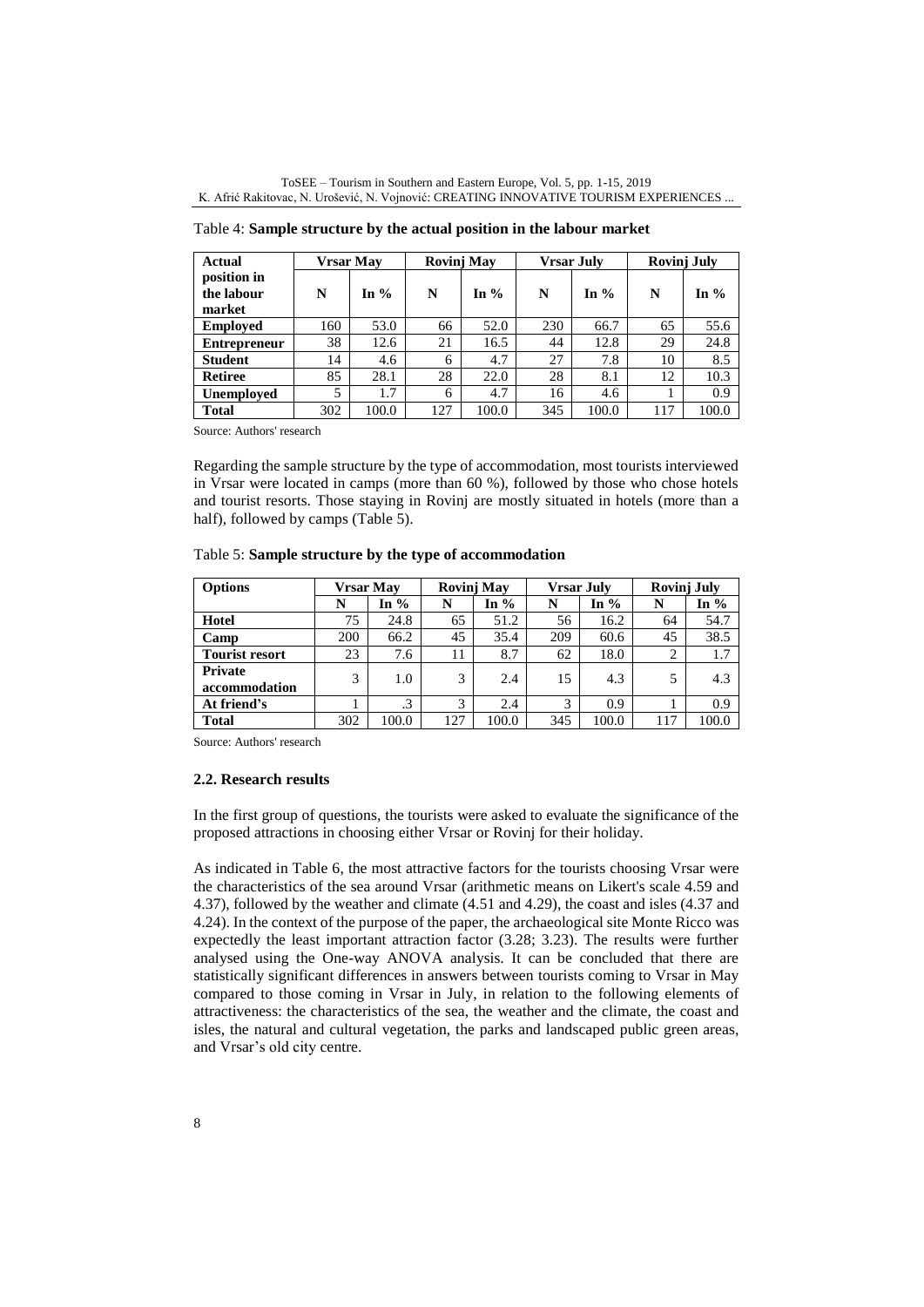Table 4: **Sample structure by the actual position in the labour market**

| Actual position in the labour market | Vrsar May | | Rovinj May | | Vrsar July | | Rovinj July | |
|---|---|---|---|---|---|---|---|---|
| | N | In % | N | In % | N | In % | N | In % |
| **Employed** | 160 | 53.0 | 66 | 52.0 | 230 | 66.7 | 65 | 55.6 |
| **Entrepreneur** | 38 | 12.6 | 21 | 16.5 | 44 | 12.8 | 29 | 24.8 |
| **Student** | 14 | 4.6 | 6 | 4.7 | 27 | 7.8 | 10 | 8.5 |
| **Retiree** | 85 | 28.1 | 28 | 22.0 | 28 | 8.1 | 12 | 10.3 |
| **Unemployed** | 5 | 1.7 | 6 | 4.7 | 16 | 4.6 | 1 | 0.9 |
| **Total** | 302 | 100.0 | 127 | 100.0 | 345 | 100.0 | 117 | 100.0 |

Source: Authors' research

Regarding the sample structure by the type of accommodation, most tourists interviewed in Vrsar were located in camps (more than 60 %), followed by those who chose hotels and tourist resorts. Those staying in Rovinj are mostly situated in hotels (more than a half), followed by camps (Table 5).

Table 5: **Sample structure by the type of accommodation**

| Options | Vrsar May | | Rovinj May | | Vrsar July | | Rovinj July | |
|---|---|---|---|---|---|---|---|---|
| | N | In % | N | In % | N | In % | N | In % |
| **Hotel** | 75 | 24.8 | 65 | 51.2 | 56 | 16.2 | 64 | 54.7 |
| **Camp** | 200 | 66.2 | 45 | 35.4 | 209 | 60.6 | 45 | 38.5 |
| **Tourist resort** | 23 | 7.6 | 11 | 8.7 | 62 | 18.0 | 2 | 1.7 |
| **Private accommodation** | 3 | 1.0 | 3 | 2.4 | 15 | 4.3 | 5 | 4.3 |
| **At friend's** | 1 | .3 | 3 | 2.4 | 3 | 0.9 | 1 | 0.9 |
| **Total** | 302 | 100.0 | 127 | 100.0 | 345 | 100.0 | 117 | 100.0 |

Source: Authors' research

### 2.2. Research results

In the first group of questions, the tourists were asked to evaluate the significance of the proposed attractions in choosing either Vrsar or Rovinj for their holiday.

As indicated in Table 6, the most attractive factors for the tourists choosing Vrsar were the characteristics of the sea around Vrsar (arithmetic means on Likert's scale 4.59 and 4.37), followed by the weather and climate (4.51 and 4.29), the coast and isles (4.37 and 4.24). In the context of the purpose of the paper, the archaeological site Monte Ricco was expectedly the least important attraction factor (3.28; 3.23). The results were further analysed using the One-way ANOVA analysis. It can be concluded that there are statistically significant differences in answers between tourists coming to Vrsar in May compared to those coming in Vrsar in July, in relation to the following elements of attractiveness: the characteristics of the sea, the weather and the climate, the coast and isles, the natural and cultural vegetation, the parks and landscaped public green areas, and Vrsar's old city centre.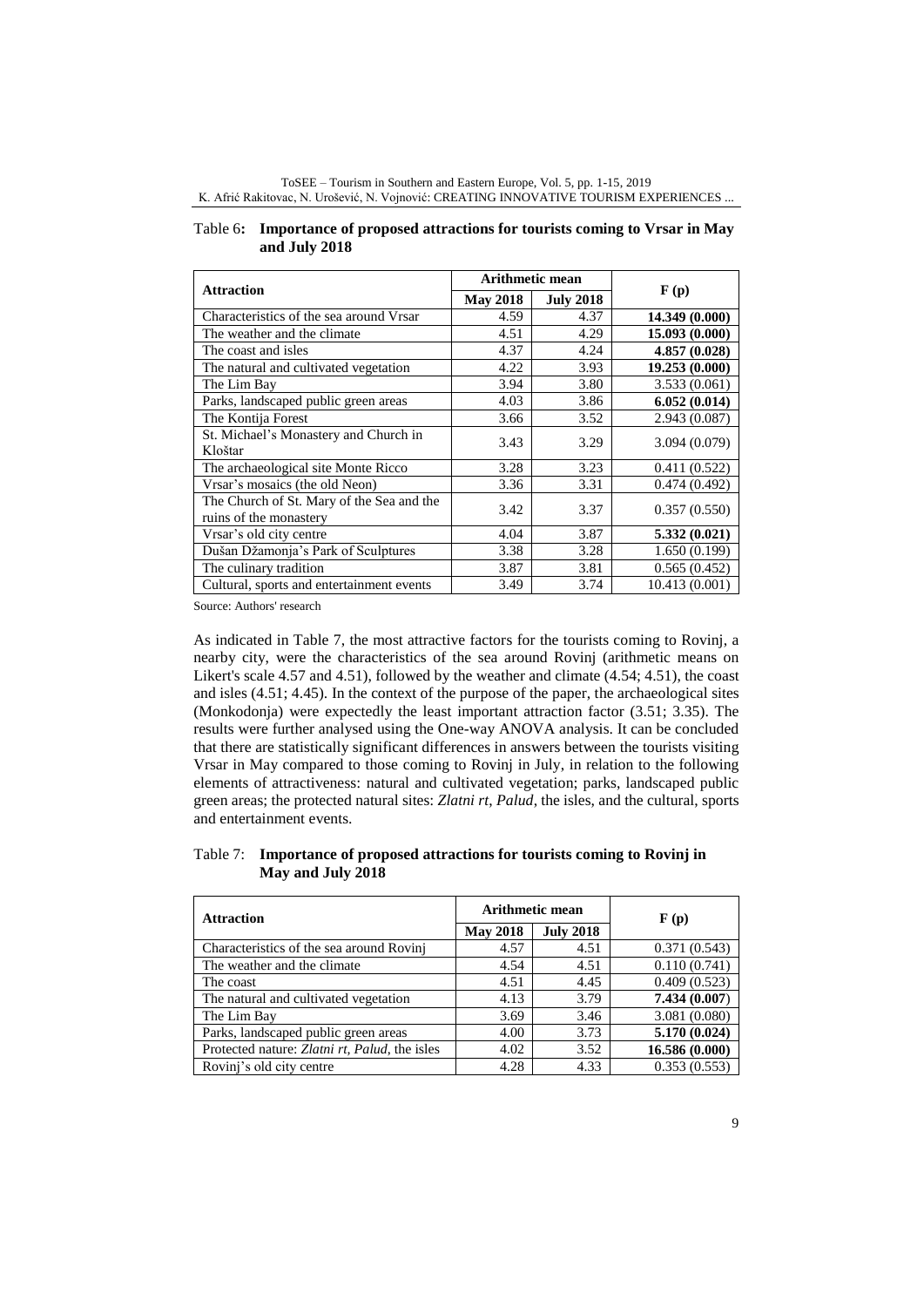Table 6: **Importance of proposed attractions for tourists coming to Vrsar in May and July 2018**

| Attraction | Arithmetic mean | | F (p) |
|---|---|---|---|
| | May 2018 | July 2018 | |
| Characteristics of the sea around Vrsar | 4.59 | 4.37 | **14.349 (0.000)** |
| The weather and the climate | 4.51 | 4.29 | **15.093 (0.000)** |
| The coast and isles | 4.37 | 4.24 | **4.857 (0.028)** |
| The natural and cultivated vegetation | 4.22 | 3.93 | **19.253 (0.000)** |
| The Lim Bay | 3.94 | 3.80 | 3.533 (0.061) |
| Parks, landscaped public green areas | 4.03 | 3.86 | **6.052 (0.014)** |
| The Kontija Forest | 3.66 | 3.52 | 2.943 (0.087) |
| St. Michael's Monastery and Church in Kloštar | 3.43 | 3.29 | 3.094 (0.079) |
| The archaeological site Monte Ricco | 3.28 | 3.23 | 0.411 (0.522) |
| Vrsar's mosaics (the old Neon) | 3.36 | 3.31 | 0.474 (0.492) |
| The Church of St. Mary of the Sea and the ruins of the monastery | 3.42 | 3.37 | 0.357 (0.550) |
| Vrsar's old city centre | 4.04 | 3.87 | **5.332 (0.021)** |
| Dušan Džamonja's Park of Sculptures | 3.38 | 3.28 | 1.650 (0.199) |
| The culinary tradition | 3.87 | 3.81 | 0.565 (0.452) |
| Cultural, sports and entertainment events | 3.49 | 3.74 | 10.413 (0.001) |

Source: Authors' research

As indicated in Table 7, the most attractive factors for the tourists coming to Rovinj, a nearby city, were the characteristics of the sea around Rovinj (arithmetic means on Likert's scale 4.57 and 4.51), followed by the weather and climate (4.54; 4.51), the coast and isles (4.51; 4.45). In the context of the purpose of the paper, the archaeological sites (Monkodonja) were expectedly the least important attraction factor (3.51; 3.35). The results were further analysed using the One-way ANOVA analysis. It can be concluded that there are statistically significant differences in answers between the tourists visiting Vrsar in May compared to those coming to Rovinj in July, in relation to the following elements of attractiveness: natural and cultivated vegetation; parks, landscaped public green areas; the protected natural sites: *Zlatni rt*, *Palud*, the isles, and the cultural, sports and entertainment events.

Table 7: **Importance of proposed attractions for tourists coming to Rovinj in May and July 2018**

| Attraction | Arithmetic mean | | F (p) |
|---|---|---|---|
| | May 2018 | July 2018 | |
| Characteristics of the sea around Rovinj | 4.57 | 4.51 | 0.371 (0.543) |
| The weather and the climate | 4.54 | 4.51 | 0.110 (0.741) |
| The coast | 4.51 | 4.45 | 0.409 (0.523) |
| The natural and cultivated vegetation | 4.13 | 3.79 | **7.434 (0.007)** |
| The Lim Bay | 3.69 | 3.46 | 3.081 (0.080) |
| Parks, landscaped public green areas | 4.00 | 3.73 | **5.170 (0.024)** |
| Protected nature: *Zlatni rt*, *Palud*, the isles | 4.02 | 3.52 | **16.586 (0.000)** |
| Rovinj's old city centre | 4.28 | 4.33 | 0.353 (0.553) |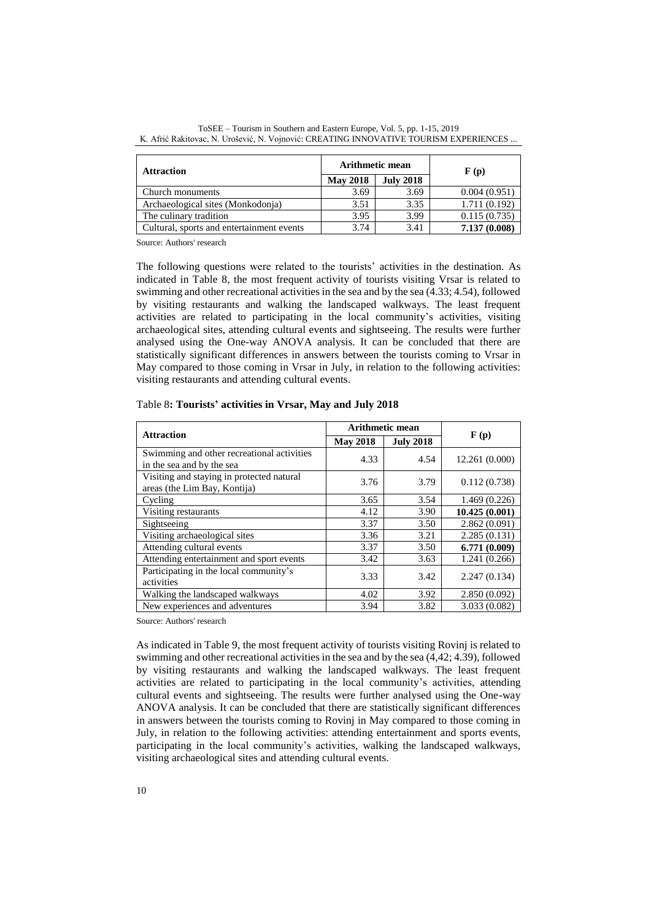| Attraction | Arithmetic mean | | F (p) |
|---|---|---|---|
| | May 2018 | July 2018 | |
| Church monuments | 3.69 | 3.69 | 0.004 (0.951) |
| Archaeological sites (Monkodonja) | 3.51 | 3.35 | 1.711 (0.192) |
| The culinary tradition | 3.95 | 3.99 | 0.115 (0.735) |
| Cultural, sports and entertainment events | 3.74 | 3.41 | **7.137 (0.008)** |

Source: Authors' research

The following questions were related to the tourists' activities in the destination. As indicated in Table 8, the most frequent activity of tourists visiting Vrsar is related to swimming and other recreational activities in the sea and by the sea (4.33; 4.54), followed by visiting restaurants and walking the landscaped walkways. The least frequent activities are related to participating in the local community's activities, visiting archaeological sites, attending cultural events and sightseeing. The results were further analysed using the One-way ANOVA analysis. It can be concluded that there are statistically significant differences in answers between the tourists coming to Vrsar in May compared to those coming in Vrsar in July, in relation to the following activities: visiting restaurants and attending cultural events.

Table 8**: Tourists' activities in Vrsar, May and July 2018**

| Attraction | Arithmetic mean | | F (p) |
|---|---|---|---|
| | May 2018 | July 2018 | |
| Swimming and other recreational activities in the sea and by the sea | 4.33 | 4.54 | 12.261 (0.000) |
| Visiting and staying in protected natural areas (the Lim Bay, Kontija) | 3.76 | 3.79 | 0.112 (0.738) |
| Cycling | 3.65 | 3.54 | 1.469 (0.226) |
| Visiting restaurants | 4.12 | 3.90 | **10.425 (0.001)** |
| Sightseeing | 3.37 | 3.50 | 2.862 (0.091) |
| Visiting archaeological sites | 3.36 | 3.21 | 2.285 (0.131) |
| Attending cultural events | 3.37 | 3.50 | **6.771 (0.009)** |
| Attending entertainment and sport events | 3.42 | 3.63 | 1.241 (0.266) |
| Participating in the local community's activities | 3.33 | 3.42 | 2.247 (0.134) |
| Walking the landscaped walkways | 4.02 | 3.92 | 2.850 (0.092) |
| New experiences and adventures | 3.94 | 3.82 | 3.033 (0.082) |

Source: Authors' research

As indicated in Table 9, the most frequent activity of tourists visiting Rovinj is related to swimming and other recreational activities in the sea and by the sea (4,42; 4.39), followed by visiting restaurants and walking the landscaped walkways. The least frequent activities are related to participating in the local community's activities, attending cultural events and sightseeing. The results were further analysed using the One-way ANOVA analysis. It can be concluded that there are statistically significant differences in answers between the tourists coming to Rovinj in May compared to those coming in July, in relation to the following activities: attending entertainment and sports events, participating in the local community's activities, walking the landscaped walkways, visiting archaeological sites and attending cultural events.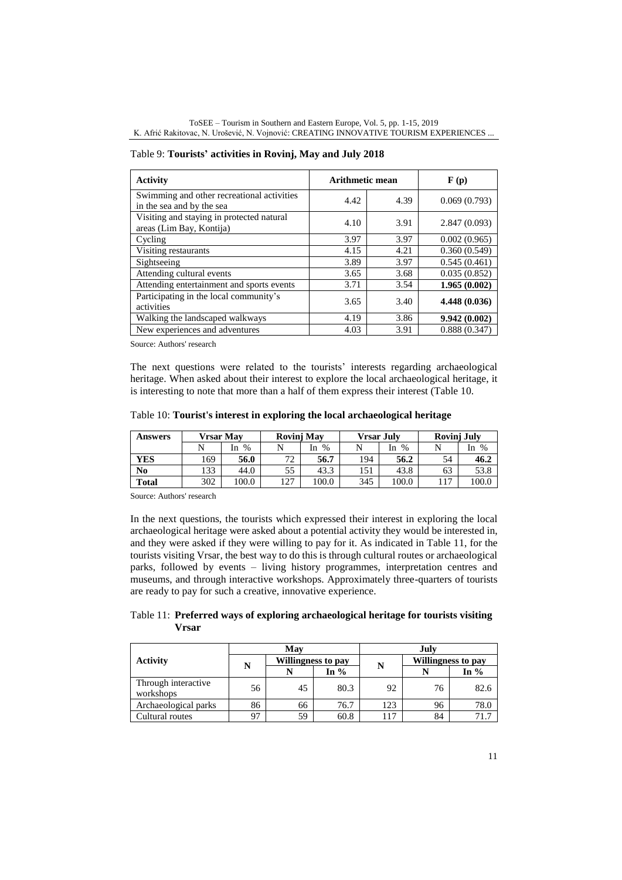Table 9: **Tourists' activities in Rovinj, May and July 2018**

| Activity | Arithmetic mean | | F (p) |
|---|---|---|---|
| Swimming and other recreational activities in the sea and by the sea | 4.42 | 4.39 | 0.069 (0.793) |
| Visiting and staying in protected natural areas (Lim Bay, Kontija) | 4.10 | 3.91 | 2.847 (0.093) |
| Cycling | 3.97 | 3.97 | 0.002 (0.965) |
| Visiting restaurants | 4.15 | 4.21 | 0.360 (0.549) |
| Sightseeing | 3.89 | 3.97 | 0.545 (0.461) |
| Attending cultural events | 3.65 | 3.68 | 0.035 (0.852) |
| Attending entertainment and sports events | 3.71 | 3.54 | **1.965 (0.002)** |
| Participating in the local community's activities | 3.65 | 3.40 | **4.448 (0.036)** |
| Walking the landscaped walkways | 4.19 | 3.86 | **9.942 (0.002)** |
| New experiences and adventures | 4.03 | 3.91 | 0.888 (0.347) |

Source: Authors' research

The next questions were related to the tourists' interests regarding archaeological heritage. When asked about their interest to explore the local archaeological heritage, it is interesting to note that more than a half of them express their interest (Table 10.

Table 10: **Tourist's interest in exploring the local archaeological heritage**

| Answers | Vrsar May | | Rovinj May | | Vrsar July | | Rovinj July | |
|---|---|---|---|---|---|---|---|---|
| | N | In % | N | In % | N | In % | N | In % |
| **YES** | 169 | **56.0** | 72 | **56.7** | 194 | **56.2** | 54 | **46.2** |
| **No** | 133 | 44.0 | 55 | 43.3 | 151 | 43.8 | 63 | 53.8 |
| **Total** | 302 | 100.0 | 127 | 100.0 | 345 | 100.0 | 117 | 100.0 |

Source: Authors' research

In the next questions, the tourists which expressed their interest in exploring the local archaeological heritage were asked about a potential activity they would be interested in, and they were asked if they were willing to pay for it. As indicated in Table 11, for the tourists visiting Vrsar, the best way to do this is through cultural routes or archaeological parks, followed by events – living history programmes, interpretation centres and museums, and through interactive workshops. Approximately three-quarters of tourists are ready to pay for such a creative, innovative experience.

Table 11: **Preferred ways of exploring archaeological heritage for tourists visiting Vrsar**

| Activity | May | | | July | | |
|---|---|---|---|---|---|---|
| | N | Willingness to pay | | N | Willingness to pay | |
| | | N | In % | | N | In % |
| Through interactive workshops | 56 | 45 | 80.3 | 92 | 76 | 82.6 |
| Archaeological parks | 86 | 66 | 76.7 | 123 | 96 | 78.0 |
| Cultural routes | 97 | 59 | 60.8 | 117 | 84 | 71.7 |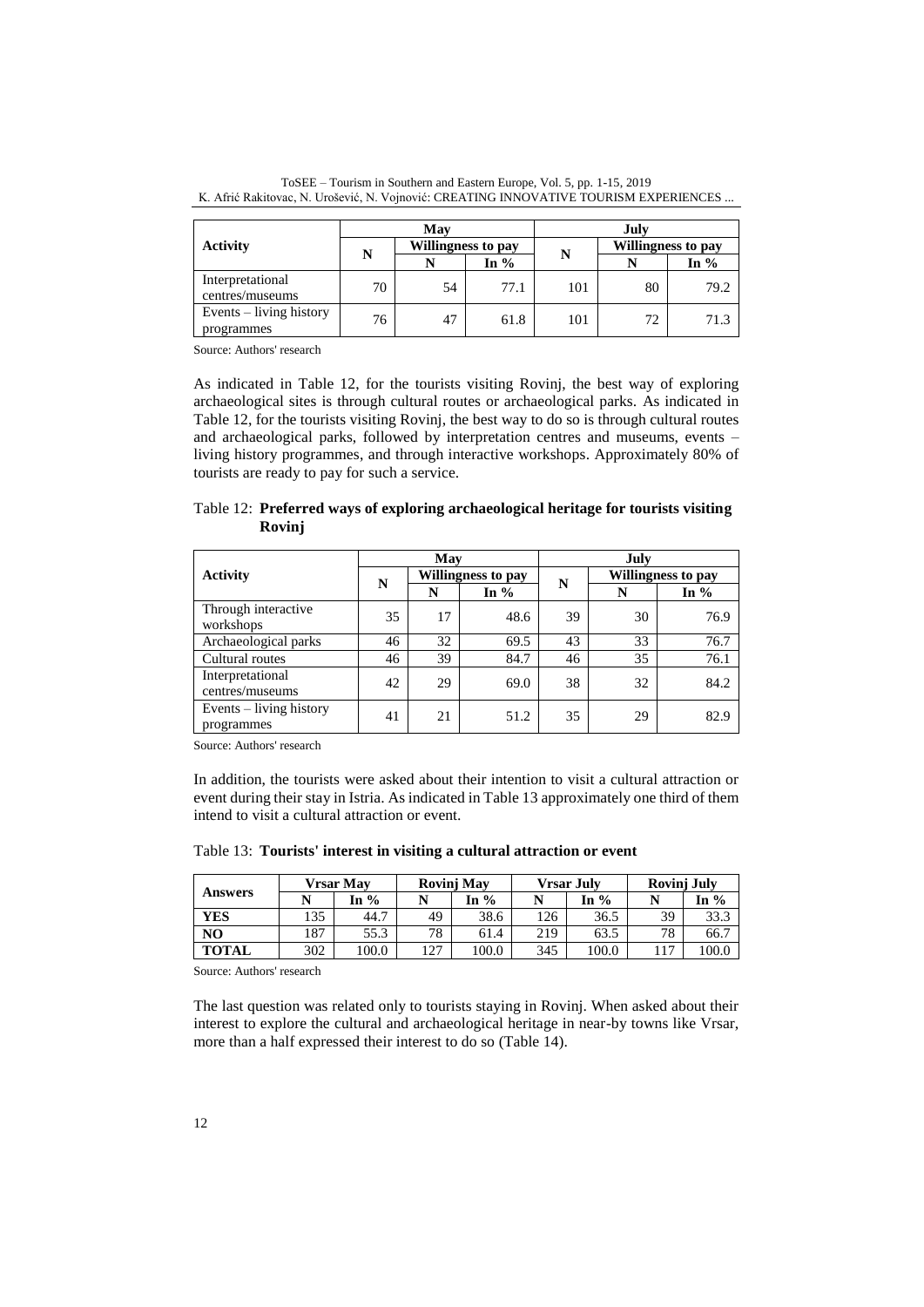| Activity | May | | | July | | |
|---|---|---|---|---|---|---|
| | N | Willingness to pay | | N | Willingness to pay | |
| | | N | In % | | N | In % |
| Interpretational centres/museums | 70 | 54 | 77.1 | 101 | 80 | 79.2 |
| Events – living history programmes | 76 | 47 | 61.8 | 101 | 72 | 71.3 |

Source: Authors' research

As indicated in Table 12, for the tourists visiting Rovinj, the best way of exploring archaeological sites is through cultural routes or archaeological parks. As indicated in Table 12, for the tourists visiting Rovinj, the best way to do so is through cultural routes and archaeological parks, followed by interpretation centres and museums, events – living history programmes, and through interactive workshops. Approximately 80% of tourists are ready to pay for such a service.

Table 12: **Preferred ways of exploring archaeological heritage for tourists visiting Rovinj**

| Activity | May | | | July | | |
|---|---|---|---|---|---|---|
| | N | Willingness to pay | | N | Willingness to pay | |
| | | N | In % | | N | In % |
| Through interactive workshops | 35 | 17 | 48.6 | 39 | 30 | 76.9 |
| Archaeological parks | 46 | 32 | 69.5 | 43 | 33 | 76.7 |
| Cultural routes | 46 | 39 | 84.7 | 46 | 35 | 76.1 |
| Interpretational centres/museums | 42 | 29 | 69.0 | 38 | 32 | 84.2 |
| Events – living history programmes | 41 | 21 | 51.2 | 35 | 29 | 82.9 |

Source: Authors' research

In addition, the tourists were asked about their intention to visit a cultural attraction or event during their stay in Istria. As indicated in Table 13 approximately one third of them intend to visit a cultural attraction or event.

Table 13: **Tourists' interest in visiting a cultural attraction or event**

| Answers | Vrsar May | | Rovinj May | | Vrsar July | | Rovinj July | |
|---|---|---|---|---|---|---|---|---|
| | N | In % | N | In % | N | In % | N | In % |
| **YES** | 135 | 44.7 | 49 | 38.6 | 126 | 36.5 | 39 | 33.3 |
| **NO** | 187 | 55.3 | 78 | 61.4 | 219 | 63.5 | 78 | 66.7 |
| **TOTAL** | 302 | 100.0 | 127 | 100.0 | 345 | 100.0 | 117 | 100.0 |

Source: Authors' research

The last question was related only to tourists staying in Rovinj. When asked about their interest to explore the cultural and archaeological heritage in near-by towns like Vrsar, more than a half expressed their interest to do so (Table 14).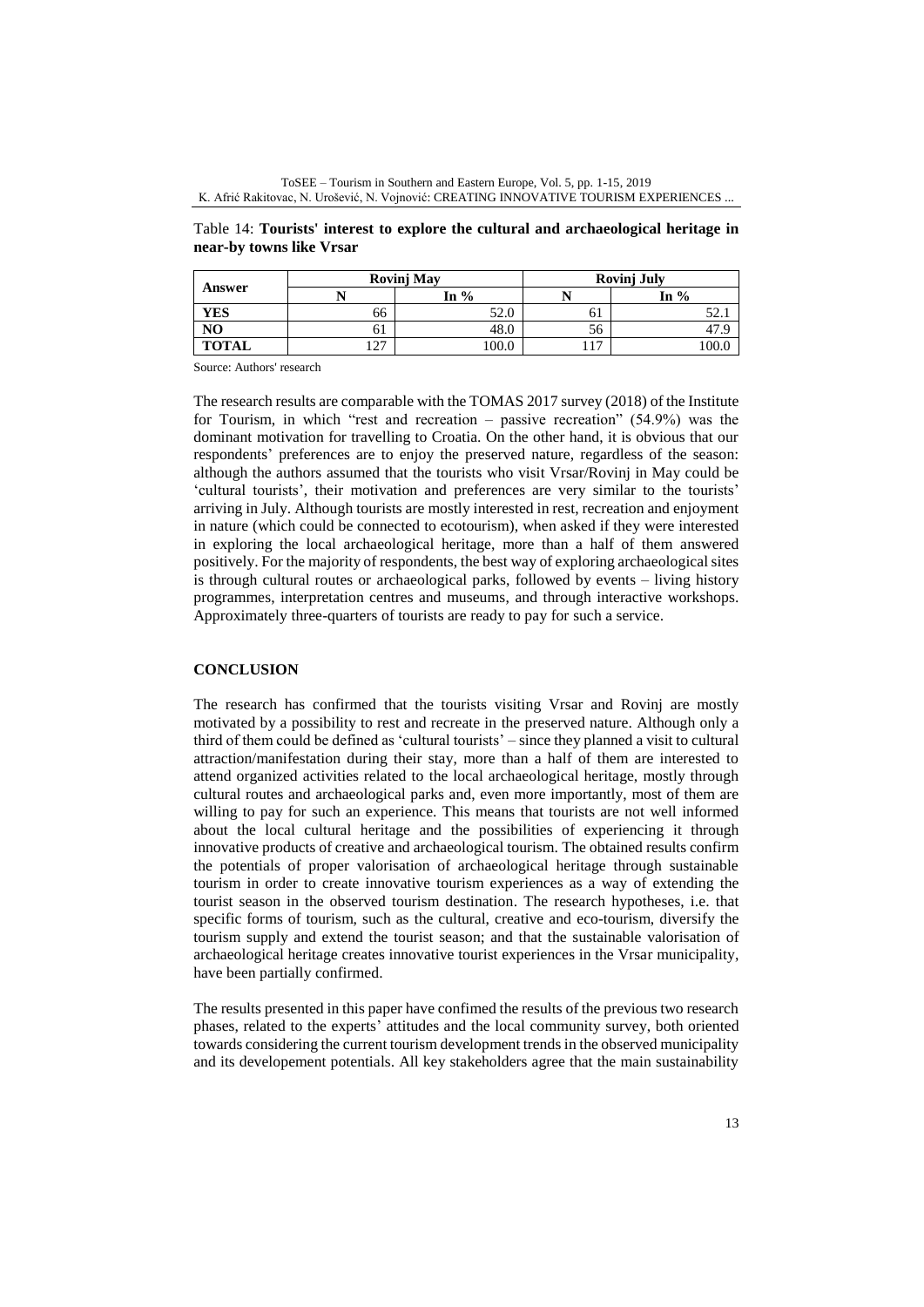Table 14: **Tourists' interest to explore the cultural and archaeological heritage in near-by towns like Vrsar**

| Answer | Rovinj May | | Rovinj July | |
|---|---|---|---|---|
| | N | In % | N | In % |
| **YES** | 66 | 52.0 | 61 | 52.1 |
| **NO** | 61 | 48.0 | 56 | 47.9 |
| **TOTAL** | 127 | 100.0 | 117 | 100.0 |

Source: Authors' research

The research results are comparable with the TOMAS 2017 survey (2018) of the Institute for Tourism, in which "rest and recreation – passive recreation" (54.9%) was the dominant motivation for travelling to Croatia. On the other hand, it is obvious that our respondents' preferences are to enjoy the preserved nature, regardless of the season: although the authors assumed that the tourists who visit Vrsar/Rovinj in May could be 'cultural tourists', their motivation and preferences are very similar to the tourists' arriving in July. Although tourists are mostly interested in rest, recreation and enjoyment in nature (which could be connected to ecotourism), when asked if they were interested in exploring the local archaeological heritage, more than a half of them answered positively. For the majority of respondents, the best way of exploring archaeological sites is through cultural routes or archaeological parks, followed by events – living history programmes, interpretation centres and museums, and through interactive workshops. Approximately three-quarters of tourists are ready to pay for such a service.

## CONCLUSION

The research has confirmed that the tourists visiting Vrsar and Rovinj are mostly motivated by a possibility to rest and recreate in the preserved nature. Although only a third of them could be defined as 'cultural tourists' – since they planned a visit to cultural attraction/manifestation during their stay, more than a half of them are interested to attend organized activities related to the local archaeological heritage, mostly through cultural routes and archaeological parks and, even more importantly, most of them are willing to pay for such an experience. This means that tourists are not well informed about the local cultural heritage and the possibilities of experiencing it through innovative products of creative and archaeological tourism. The obtained results confirm the potentials of proper valorisation of archaeological heritage through sustainable tourism in order to create innovative tourism experiences as a way of extending the tourist season in the observed tourism destination. The research hypotheses, i.e. that specific forms of tourism, such as the cultural, creative and eco-tourism, diversify the tourism supply and extend the tourist season; and that the sustainable valorisation of archaeological heritage creates innovative tourist experiences in the Vrsar municipality, have been partially confirmed.

The results presented in this paper have confimed the results of the previous two research phases, related to the experts' attitudes and the local community survey, both oriented towards considering the current tourism development trends in the observed municipality and its developement potentials. All key stakeholders agree that the main sustainability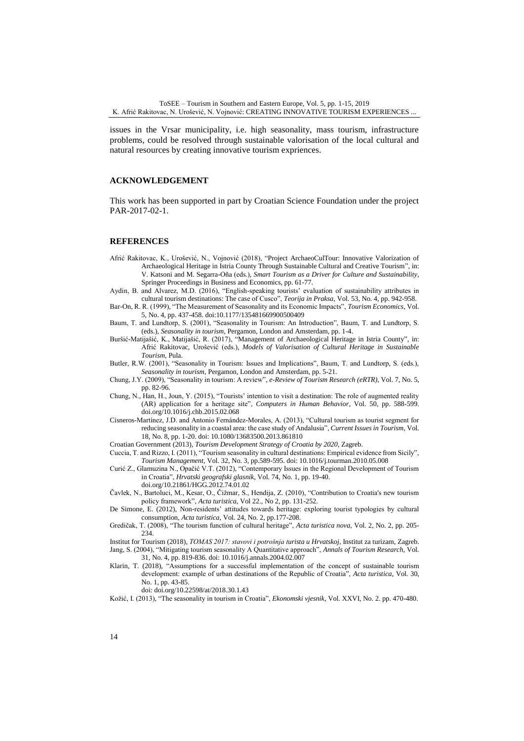issues in the Vrsar municipality, i.e. high seasonality, mass tourism, infrastructure problems, could be resolved through sustainable valorisation of the local cultural and natural resources by creating innovative tourism expriences.

## ACKNOWLEDGEMENT

This work has been supported in part by Croatian Science Foundation under the project PAR-2017-02-1.

## REFERENCES

Afrić Rakitovac, K., Urošević, N., Vojnović (2018), "Project ArchaeoCulTour: Innovative Valorization of Archaeological Heritage in Istria County Through Sustainable Cultural and Creative Tourism", in: V. Katsoni and M. Segarra-Oña (eds.), *Smart Tourism as a Driver for Culture and Sustainability*, Springer Proceedings in Business and Economics, pp. 61-77.

Aydin, B. and Alvarez, M.D. (2016), "English-speaking tourists' evaluation of sustainability attributes in cultural tourism destinations: The case of Cusco", *Teorija in Praksa*, Vol. 53, No. 4, pp. 942-958.

Bar-On, R. R. (1999), "The Measurement of Seasonality and its Economic Impacts", *Tourism Economics*, Vol. 5, No. 4, pp. 437-458. doi:10.1177/135481669900500409

Baum, T. and Lundtorp, S. (2001), "Seasonality in Tourism: An Introduction", Baum, T. and Lundtorp, S. (eds.), *Seasonality in tourism*, Pergamon, London and Amsterdam, pp. 1-4.

Buršić-Matijašić, K., Matijašić, R. (2017), "Management of Archaeological Heritage in Istria County", in: Afrić Rakitovac, Urošević (eds.), *Models of Valorisation of Cultural Heritage in Sustainable Tourism*, Pula.

Butler, R.W. (2001), "Seasonality in Tourism: Issues and Implications", Baum, T. and Lundtorp, S. (eds.), *Seasonality in tourism*, Pergamon, London and Amsterdam, pp. 5-21.

Chung, J.Y. (2009), "Seasonality in tourism: A review", *e-Review of Tourism Research (eRTR)*, Vol. 7, No. 5, pp. 82-96.

Chung, N., Han, H., Joun, Y. (2015), "Tourists' intention to visit a destination: The role of augmented reality (AR) application for a heritage site", *Computers in Human Behavior*, Vol. 50, pp. 588-599. doi.org/10.1016/j.chb.2015.02.068

Cisneros-Martínez, J.D. and Antonio Fernández-Morales, A. (2013), "Cultural tourism as tourist segment for reducing seasonality in a coastal area: the case study of Andalusia", *Current Issues in Tourism*, Vol. 18, No. 8, pp. 1-20. doi: 10.1080/13683500.2013.861810

Croatian Government (2013), *Tourism Development Strategy of Croatia by 2020*, Zagreb.

Cuccia, T. and Rizzo, I. (2011), "Tourism seasonality in cultural destinations: Empirical evidence from Sicily", *Tourism Management*, Vol. 32, No. 3, pp.589-595. doi: 10.1016/j.tourman.2010.05.008

Curić Z., Glamuzina N., Opačić V.T. (2012), "Contemporary Issues in the Regional Development of Tourism in Croatia", *Hrvatski geografski glasnik*, Vol. 74, No. 1, pp. 19-40. doi.org/10.21861/HGG.2012.74.01.02

Čavlek, N., Bartoluci, M., Kesar, O., Čižmar, S., Hendija, Z. (2010), "Contribution to Croatia's new tourism policy framework", *Acta turistica*, Vol 22., No 2, pp. 131-252.

De Simone, E. (2012), Non-residents' attitudes towards heritage: exploring tourist typologies by cultural consumption, *Acta turistica*, Vol. 24, No. 2, pp.177-208.

Gredičak, T. (2008), "The tourism function of cultural heritage", *Acta turistica nova*, Vol. 2, No. 2, pp. 205-234.

Institut for Tourism (2018), *TOMAS 2017: stavovi i potrošnja turista u Hrvatskoj*, Institut za turizam, Zagreb.

Jang, S. (2004), "Mitigating tourism seasonality A Quantitative approach", *Annals of Tourism Research*, Vol. 31, No. 4, pp. 819-836. doi: 10.1016/j.annals.2004.02.007

Klarin, T. (2018), "Assumptions for a successful implementation of the concept of sustainable tourism development: example of urban destinations of the Republic of Croatia", *Acta turistica*, Vol. 30, No. 1, pp. 43-85. doi: doi.org/10.22598/at/2018.30.1.43

Kožić, I. (2013), "The seasonality in tourism in Croatia", *Ekonomski vjesnik*, Vol. XXVI, No. 2. pp. 470-480.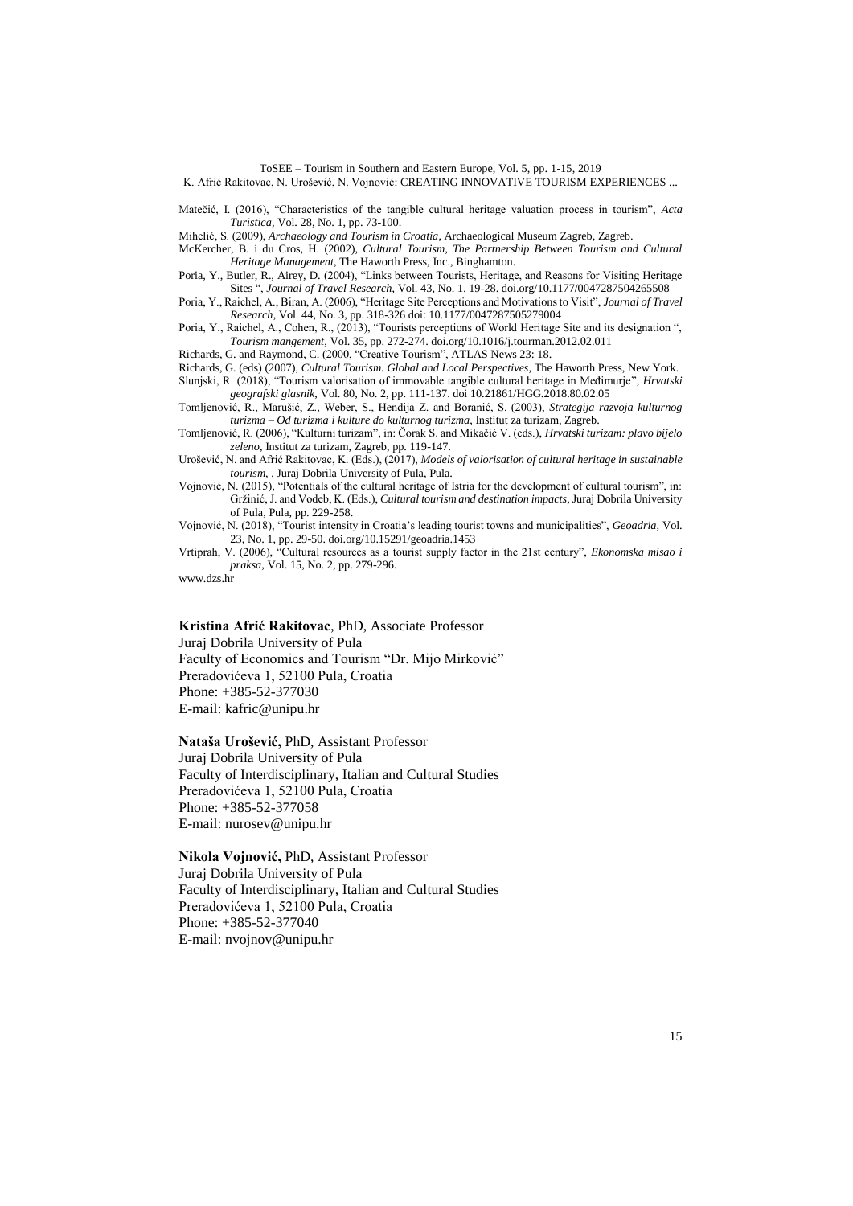Matečić, I. (2016), "Characteristics of the tangible cultural heritage valuation process in tourism", *Acta Turistica*, Vol. 28, No. 1, pp. 73-100.

Mihelić, S. (2009), *Archaeology and Tourism in Croatia*, Archaeological Museum Zagreb, Zagreb.

McKercher, B. i du Cros, H. (2002), *Cultural Tourism, The Partnership Between Tourism and Cultural Heritage Management*, The Haworth Press, Inc., Binghamton.

Poria, Y., Butler, R., Airey, D. (2004), "Links between Tourists, Heritage, and Reasons for Visiting Heritage Sites ", *Journal of Travel Research*, Vol. 43, No. 1, 19-28. doi.org/10.1177/0047287504265508

Poria, Y., Raichel, A., Biran, A. (2006), "Heritage Site Perceptions and Motivations to Visit", *Journal of Travel Research*, Vol. 44, No. 3, pp. 318-326 doi: 10.1177/0047287505279004

Poria, Y., Raichel, A., Cohen, R., (2013), "Tourists perceptions of World Heritage Site and its designation ", *Tourism mangement*, Vol. 35, pp. 272-274. doi.org/10.1016/j.tourman.2012.02.011

Richards, G. and Raymond, C. (2000, "Creative Tourism", ATLAS News 23: 18.

Richards, G. (eds) (2007), *Cultural Tourism. Global and Local Perspectives*, The Haworth Press, New York.

Slunjski, R. (2018), "Tourism valorisation of immovable tangible cultural heritage in Međimurje", *Hrvatski geografski glasnik*, Vol. 80, No. 2, pp. 111-137. doi 10.21861/HGG.2018.80.02.05

Tomljenović, R., Marušić, Z., Weber, S., Hendija Z. and Boranić, S. (2003), *Strategija razvoja kulturnog turizma – Od turizma i kulture do kulturnog turizma*, Institut za turizam, Zagreb.

Tomljenović, R. (2006), "Kulturni turizam", in: Čorak S. and Mikačić V. (eds.), *Hrvatski turizam: plavo bijelo zeleno*, Institut za turizam, Zagreb, pp. 119-147.

Urošević, N. and Afrić Rakitovac, K. (Eds.), (2017), *Models of valorisation of cultural heritage in sustainable tourism*, , Juraj Dobrila University of Pula, Pula.

Vojnović, N. (2015), "Potentials of the cultural heritage of Istria for the development of cultural tourism", in: Gržinić, J. and Vodeb, K. (Eds.), *Cultural tourism and destination impacts*, Juraj Dobrila University of Pula, Pula, pp. 229-258.

Vojnović, N. (2018), "Tourist intensity in Croatia's leading tourist towns and municipalities", *Geoadria*, Vol. 23, No. 1, pp. 29-50. doi.org/10.15291/geoadria.1453

Vrtiprah, V. (2006), "Cultural resources as a tourist supply factor in the 21st century", *Ekonomska misao i praksa*, Vol. 15, No. 2, pp. 279-296.

www.dzs.hr

**Kristina Afrić Rakitovac**, PhD, Associate Professor
Juraj Dobrila University of Pula
Faculty of Economics and Tourism "Dr. Mijo Mirković"
Preradovićeva 1, 52100 Pula, Croatia
Phone: +385-52-377030
E-mail: kafric@unipu.hr

**Nataša Urošević,** PhD, Assistant Professor
Juraj Dobrila University of Pula
Faculty of Interdisciplinary, Italian and Cultural Studies
Preradovićeva 1, 52100 Pula, Croatia
Phone: +385-52-377058
E-mail: nurosev@unipu.hr

**Nikola Vojnović,** PhD, Assistant Professor
Juraj Dobrila University of Pula
Faculty of Interdisciplinary, Italian and Cultural Studies
Preradovićeva 1, 52100 Pula, Croatia
Phone: +385-52-377040
E-mail: nvojnov@unipu.hr